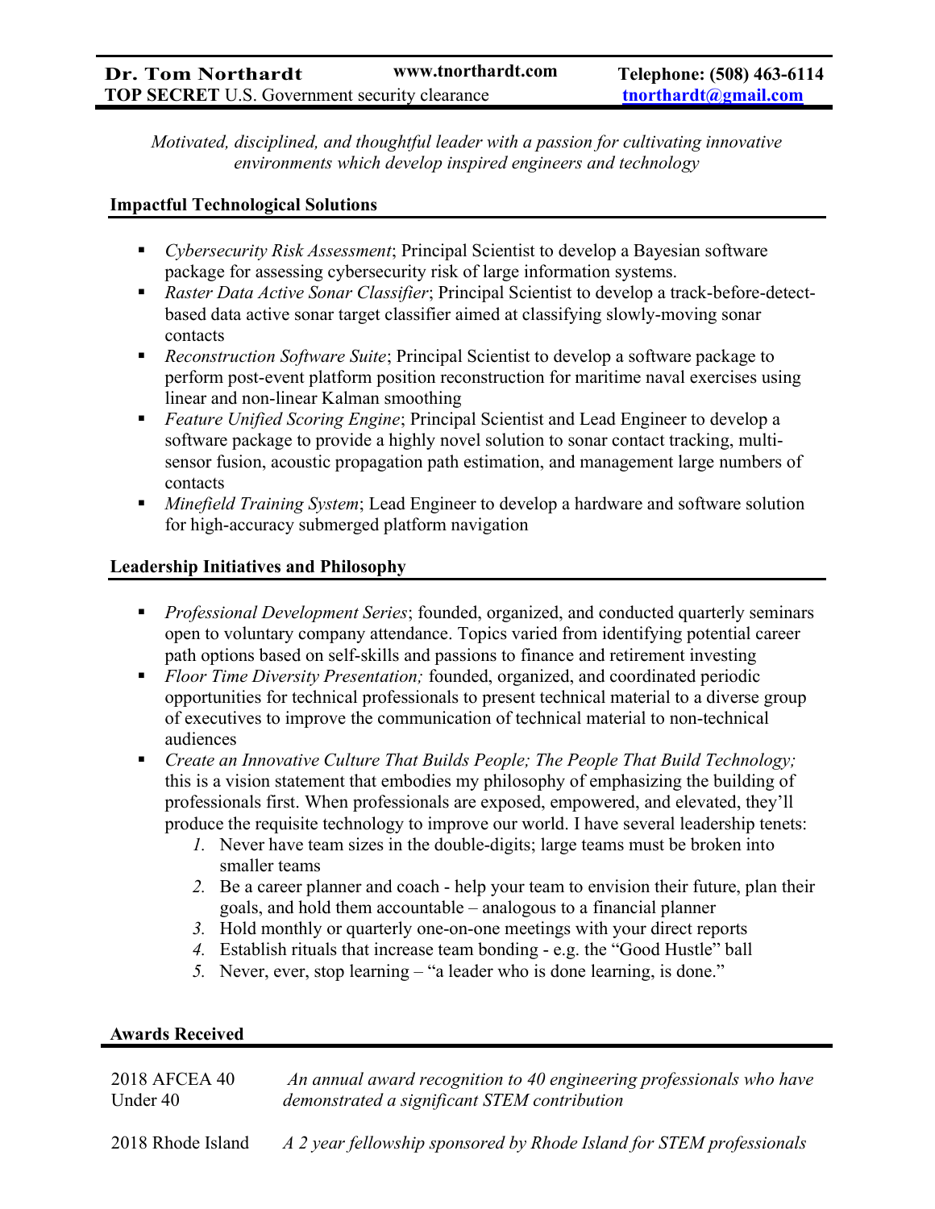**Dr. Tom Northardt** www.tnorthardt.com **Telephone: (508) 463-6114**
**TOP SECRET** U.S. Government security clearance **tnorthardt@gmail.com**

*Motivated, disciplined, and thoughtful leader with a passion for cultivating innovative environments which develop inspired engineers and technology*

## Impactful Technological Solutions

- *Cybersecurity Risk Assessment*; Principal Scientist to develop a Bayesian software package for assessing cybersecurity risk of large information systems.
- *Raster Data Active Sonar Classifier*; Principal Scientist to develop a track-before-detect-based data active sonar target classifier aimed at classifying slowly-moving sonar contacts
- *Reconstruction Software Suite*; Principal Scientist to develop a software package to perform post-event platform position reconstruction for maritime naval exercises using linear and non-linear Kalman smoothing
- *Feature Unified Scoring Engine*; Principal Scientist and Lead Engineer to develop a software package to provide a highly novel solution to sonar contact tracking, multi-sensor fusion, acoustic propagation path estimation, and management large numbers of contacts
- *Minefield Training System*; Lead Engineer to develop a hardware and software solution for high-accuracy submerged platform navigation

## Leadership Initiatives and Philosophy

- *Professional Development Series*; founded, organized, and conducted quarterly seminars open to voluntary company attendance. Topics varied from identifying potential career path options based on self-skills and passions to finance and retirement investing
- *Floor Time Diversity Presentation;* founded, organized, and coordinated periodic opportunities for technical professionals to present technical material to a diverse group of executives to improve the communication of technical material to non-technical audiences
- *Create an Innovative Culture That Builds People; The People That Build Technology;* this is a vision statement that embodies my philosophy of emphasizing the building of professionals first. When professionals are exposed, empowered, and elevated, they'll produce the requisite technology to improve our world. I have several leadership tenets:
  1. Never have team sizes in the double-digits; large teams must be broken into smaller teams
  2. Be a career planner and coach - help your team to envision their future, plan their goals, and hold them accountable – analogous to a financial planner
  3. Hold monthly or quarterly one-on-one meetings with your direct reports
  4. Establish rituals that increase team bonding - e.g. the "Good Hustle" ball
  5. Never, ever, stop learning – "a leader who is done learning, is done."

## Awards Received

| | |
|---|---|
| 2018 AFCEA 40 Under 40 | *An annual award recognition to 40 engineering professionals who have demonstrated a significant STEM contribution* |
| 2018 Rhode Island | *A 2 year fellowship sponsored by Rhode Island for STEM professionals* |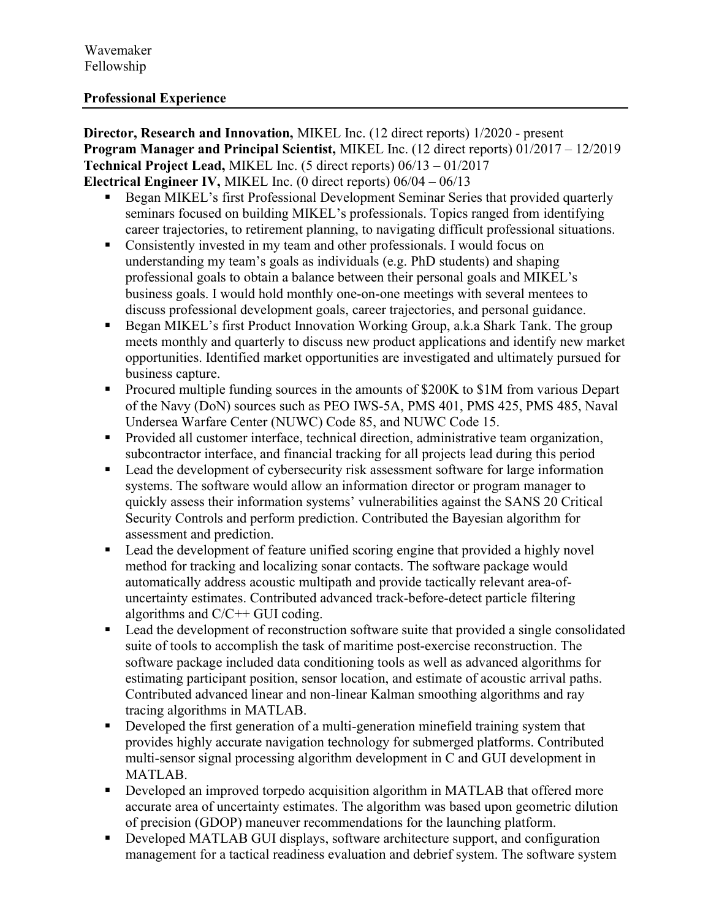Wavemaker
Fellowship

## Professional Experience

**Director, Research and Innovation,** MIKEL Inc. (12 direct reports) 1/2020 - present
**Program Manager and Principal Scientist,** MIKEL Inc. (12 direct reports) 01/2017 – 12/2019
**Technical Project Lead,** MIKEL Inc. (5 direct reports) 06/13 – 01/2017
**Electrical Engineer IV,** MIKEL Inc. (0 direct reports) 06/04 – 06/13

- Began MIKEL's first Professional Development Seminar Series that provided quarterly seminars focused on building MIKEL's professionals. Topics ranged from identifying career trajectories, to retirement planning, to navigating difficult professional situations.
- Consistently invested in my team and other professionals. I would focus on understanding my team's goals as individuals (e.g. PhD students) and shaping professional goals to obtain a balance between their personal goals and MIKEL's business goals. I would hold monthly one-on-one meetings with several mentees to discuss professional development goals, career trajectories, and personal guidance.
- Began MIKEL's first Product Innovation Working Group, a.k.a Shark Tank. The group meets monthly and quarterly to discuss new product applications and identify new market opportunities. Identified market opportunities are investigated and ultimately pursued for business capture.
- Procured multiple funding sources in the amounts of $200K to $1M from various Depart of the Navy (DoN) sources such as PEO IWS-5A, PMS 401, PMS 425, PMS 485, Naval Undersea Warfare Center (NUWC) Code 85, and NUWC Code 15.
- Provided all customer interface, technical direction, administrative team organization, subcontractor interface, and financial tracking for all projects lead during this period
- Lead the development of cybersecurity risk assessment software for large information systems. The software would allow an information director or program manager to quickly assess their information systems' vulnerabilities against the SANS 20 Critical Security Controls and perform prediction. Contributed the Bayesian algorithm for assessment and prediction.
- Lead the development of feature unified scoring engine that provided a highly novel method for tracking and localizing sonar contacts. The software package would automatically address acoustic multipath and provide tactically relevant area-of-uncertainty estimates. Contributed advanced track-before-detect particle filtering algorithms and C/C++ GUI coding.
- Lead the development of reconstruction software suite that provided a single consolidated suite of tools to accomplish the task of maritime post-exercise reconstruction. The software package included data conditioning tools as well as advanced algorithms for estimating participant position, sensor location, and estimate of acoustic arrival paths. Contributed advanced linear and non-linear Kalman smoothing algorithms and ray tracing algorithms in MATLAB.
- Developed the first generation of a multi-generation minefield training system that provides highly accurate navigation technology for submerged platforms. Contributed multi-sensor signal processing algorithm development in C and GUI development in MATLAB.
- Developed an improved torpedo acquisition algorithm in MATLAB that offered more accurate area of uncertainty estimates. The algorithm was based upon geometric dilution of precision (GDOP) maneuver recommendations for the launching platform.
- Developed MATLAB GUI displays, software architecture support, and configuration management for a tactical readiness evaluation and debrief system. The software system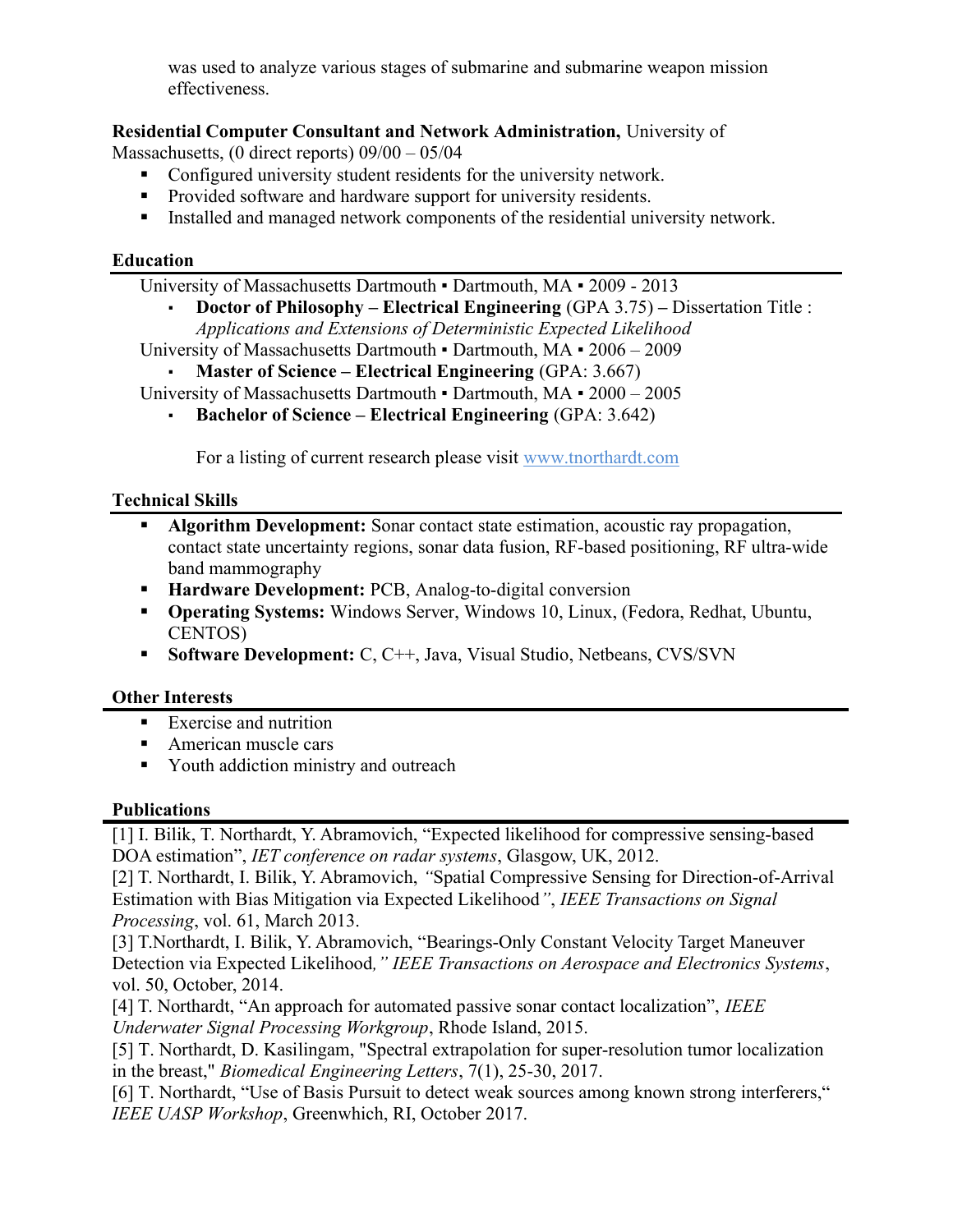was used to analyze various stages of submarine and submarine weapon mission effectiveness.

**Residential Computer Consultant and Network Administration,** University of Massachusetts, (0 direct reports) 09/00 – 05/04

- Configured university student residents for the university network.
- Provided software and hardware support for university residents.
- Installed and managed network components of the residential university network.

## Education

University of Massachusetts Dartmouth ▪ Dartmouth, MA ▪ 2009 - 2013

- **Doctor of Philosophy – Electrical Engineering** (GPA 3.75) **–** Dissertation Title : *Applications and Extensions of Deterministic Expected Likelihood*

University of Massachusetts Dartmouth ▪ Dartmouth, MA ▪ 2006 – 2009

- **Master of Science – Electrical Engineering** (GPA: 3.667)

University of Massachusetts Dartmouth ▪ Dartmouth, MA ▪ 2000 – 2005

- **Bachelor of Science – Electrical Engineering** (GPA: 3.642)

For a listing of current research please visit [www.tnorthardt.com](http://www.tnorthardt.com)

## Technical Skills

- **Algorithm Development:** Sonar contact state estimation, acoustic ray propagation, contact state uncertainty regions, sonar data fusion, RF-based positioning, RF ultra-wide band mammography
- **Hardware Development:** PCB, Analog-to-digital conversion
- **Operating Systems:** Windows Server, Windows 10, Linux, (Fedora, Redhat, Ubuntu, CENTOS)
- **Software Development:** C, C++, Java, Visual Studio, Netbeans, CVS/SVN

## Other Interests

- Exercise and nutrition
- American muscle cars
- Youth addiction ministry and outreach

## Publications

[1] I. Bilik, T. Northardt, Y. Abramovich, "Expected likelihood for compressive sensing-based DOA estimation", *IET conference on radar systems*, Glasgow, UK, 2012.
[2] T. Northardt, I. Bilik, Y. Abramovich, "Spatial Compressive Sensing for Direction-of-Arrival Estimation with Bias Mitigation via Expected Likelihood", *IEEE Transactions on Signal Processing*, vol. 61, March 2013.
[3] T.Northardt, I. Bilik, Y. Abramovich, "Bearings-Only Constant Velocity Target Maneuver Detection via Expected Likelihood," *IEEE Transactions on Aerospace and Electronics Systems*, vol. 50, October, 2014.
[4] T. Northardt, "An approach for automated passive sonar contact localization", *IEEE Underwater Signal Processing Workgroup*, Rhode Island, 2015.
[5] T. Northardt, D. Kasilingam, "Spectral extrapolation for super-resolution tumor localization in the breast," *Biomedical Engineering Letters*, 7(1), 25-30, 2017.
[6] T. Northardt, "Use of Basis Pursuit to detect weak sources among known strong interferers," *IEEE UASP Workshop*, Greenwhich, RI, October 2017.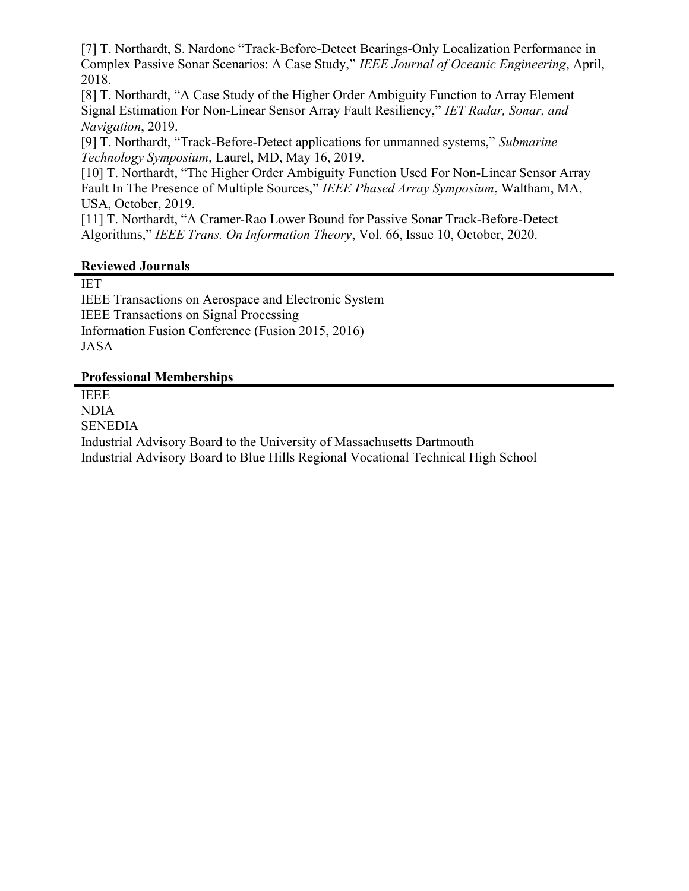[7] T. Northardt, S. Nardone "Track-Before-Detect Bearings-Only Localization Performance in Complex Passive Sonar Scenarios: A Case Study," *IEEE Journal of Oceanic Engineering*, April, 2018.

[8] T. Northardt, "A Case Study of the Higher Order Ambiguity Function to Array Element Signal Estimation For Non-Linear Sensor Array Fault Resiliency," *IET Radar, Sonar, and Navigation*, 2019.

[9] T. Northardt, "Track-Before-Detect applications for unmanned systems," *Submarine Technology Symposium*, Laurel, MD, May 16, 2019.

[10] T. Northardt, "The Higher Order Ambiguity Function Used For Non-Linear Sensor Array Fault In The Presence of Multiple Sources," *IEEE Phased Array Symposium*, Waltham, MA, USA, October, 2019.

[11] T. Northardt, "A Cramer-Rao Lower Bound for Passive Sonar Track-Before-Detect Algorithms," *IEEE Trans. On Information Theory*, Vol. 66, Issue 10, October, 2020.

## Reviewed Journals

IET
IEEE Transactions on Aerospace and Electronic System
IEEE Transactions on Signal Processing
Information Fusion Conference (Fusion 2015, 2016)
JASA

## Professional Memberships

IEEE
NDIA
SENEDIA
Industrial Advisory Board to the University of Massachusetts Dartmouth
Industrial Advisory Board to Blue Hills Regional Vocational Technical High School